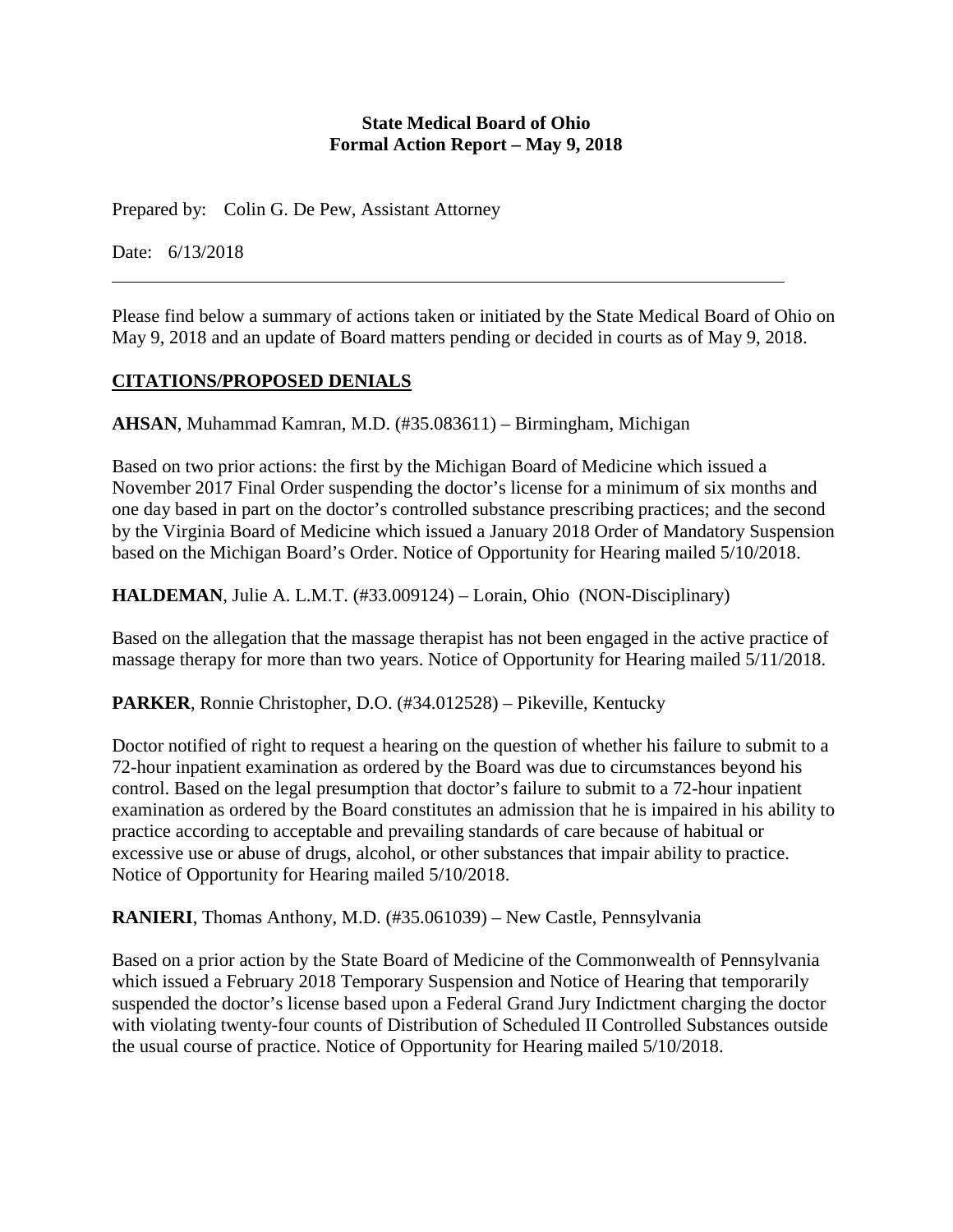**State Medical Board of Ohio**
**Formal Action Report – May 9, 2018**

Prepared by: Colin G. De Pew, Assistant Attorney

Date: 6/13/2018

---

Please find below a summary of actions taken or initiated by the State Medical Board of Ohio on May 9, 2018 and an update of Board matters pending or decided in courts as of May 9, 2018.

## CITATIONS/PROPOSED DENIALS

**AHSAN**, Muhammad Kamran, M.D. (#35.083611) – Birmingham, Michigan

Based on two prior actions: the first by the Michigan Board of Medicine which issued a November 2017 Final Order suspending the doctor's license for a minimum of six months and one day based in part on the doctor's controlled substance prescribing practices; and the second by the Virginia Board of Medicine which issued a January 2018 Order of Mandatory Suspension based on the Michigan Board's Order. Notice of Opportunity for Hearing mailed 5/10/2018.

**HALDEMAN**, Julie A. L.M.T. (#33.009124) – Lorain, Ohio (NON-Disciplinary)

Based on the allegation that the massage therapist has not been engaged in the active practice of massage therapy for more than two years. Notice of Opportunity for Hearing mailed 5/11/2018.

**PARKER**, Ronnie Christopher, D.O. (#34.012528) – Pikeville, Kentucky

Doctor notified of right to request a hearing on the question of whether his failure to submit to a 72-hour inpatient examination as ordered by the Board was due to circumstances beyond his control. Based on the legal presumption that doctor's failure to submit to a 72-hour inpatient examination as ordered by the Board constitutes an admission that he is impaired in his ability to practice according to acceptable and prevailing standards of care because of habitual or excessive use or abuse of drugs, alcohol, or other substances that impair ability to practice. Notice of Opportunity for Hearing mailed 5/10/2018.

**RANIERI**, Thomas Anthony, M.D. (#35.061039) – New Castle, Pennsylvania

Based on a prior action by the State Board of Medicine of the Commonwealth of Pennsylvania which issued a February 2018 Temporary Suspension and Notice of Hearing that temporarily suspended the doctor's license based upon a Federal Grand Jury Indictment charging the doctor with violating twenty-four counts of Distribution of Scheduled II Controlled Substances outside the usual course of practice. Notice of Opportunity for Hearing mailed 5/10/2018.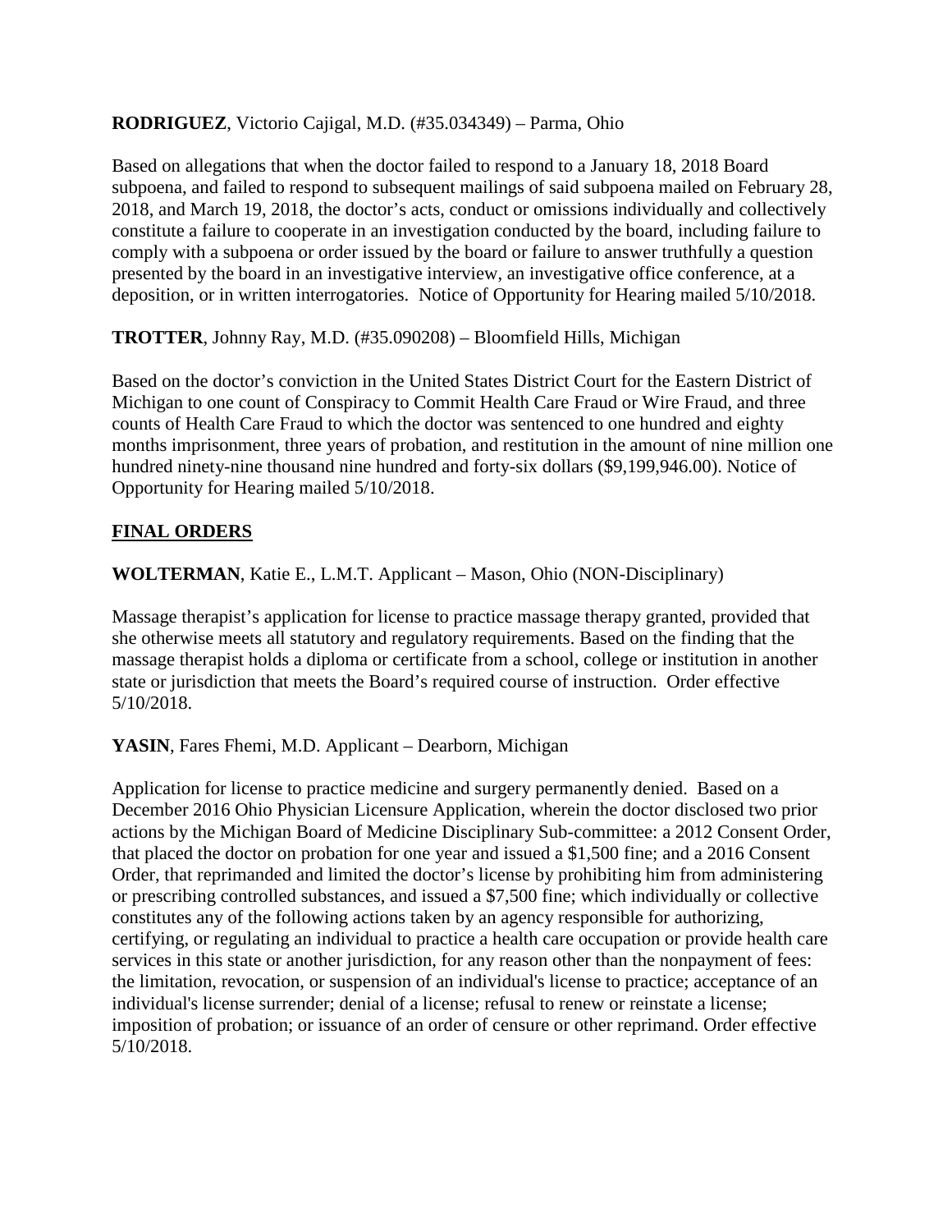**RODRIGUEZ**, Victorio Cajigal, M.D. (#35.034349) – Parma, Ohio

Based on allegations that when the doctor failed to respond to a January 18, 2018 Board subpoena, and failed to respond to subsequent mailings of said subpoena mailed on February 28, 2018, and March 19, 2018, the doctor's acts, conduct or omissions individually and collectively constitute a failure to cooperate in an investigation conducted by the board, including failure to comply with a subpoena or order issued by the board or failure to answer truthfully a question presented by the board in an investigative interview, an investigative office conference, at a deposition, or in written interrogatories. Notice of Opportunity for Hearing mailed 5/10/2018.

**TROTTER**, Johnny Ray, M.D. (#35.090208) – Bloomfield Hills, Michigan

Based on the doctor's conviction in the United States District Court for the Eastern District of Michigan to one count of Conspiracy to Commit Health Care Fraud or Wire Fraud, and three counts of Health Care Fraud to which the doctor was sentenced to one hundred and eighty months imprisonment, three years of probation, and restitution in the amount of nine million one hundred ninety-nine thousand nine hundred and forty-six dollars ($9,199,946.00). Notice of Opportunity for Hearing mailed 5/10/2018.

## FINAL ORDERS

**WOLTERMAN**, Katie E., L.M.T. Applicant – Mason, Ohio (NON-Disciplinary)

Massage therapist's application for license to practice massage therapy granted, provided that she otherwise meets all statutory and regulatory requirements. Based on the finding that the massage therapist holds a diploma or certificate from a school, college or institution in another state or jurisdiction that meets the Board's required course of instruction. Order effective 5/10/2018.

**YASIN**, Fares Fhemi, M.D. Applicant – Dearborn, Michigan

Application for license to practice medicine and surgery permanently denied. Based on a December 2016 Ohio Physician Licensure Application, wherein the doctor disclosed two prior actions by the Michigan Board of Medicine Disciplinary Sub-committee: a 2012 Consent Order, that placed the doctor on probation for one year and issued a $1,500 fine; and a 2016 Consent Order, that reprimanded and limited the doctor's license by prohibiting him from administering or prescribing controlled substances, and issued a $7,500 fine; which individually or collective constitutes any of the following actions taken by an agency responsible for authorizing, certifying, or regulating an individual to practice a health care occupation or provide health care services in this state or another jurisdiction, for any reason other than the nonpayment of fees: the limitation, revocation, or suspension of an individual's license to practice; acceptance of an individual's license surrender; denial of a license; refusal to renew or reinstate a license; imposition of probation; or issuance of an order of censure or other reprimand. Order effective 5/10/2018.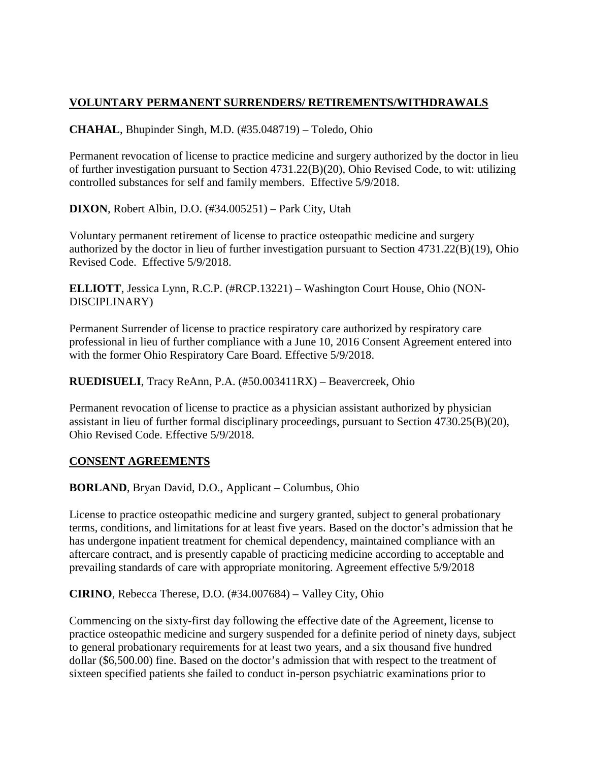## VOLUNTARY PERMANENT SURRENDERS/ RETIREMENTS/WITHDRAWALS

**CHAHAL**, Bhupinder Singh, M.D. (#35.048719) – Toledo, Ohio

Permanent revocation of license to practice medicine and surgery authorized by the doctor in lieu of further investigation pursuant to Section 4731.22(B)(20), Ohio Revised Code, to wit: utilizing controlled substances for self and family members. Effective 5/9/2018.

**DIXON**, Robert Albin, D.O. (#34.005251) – Park City, Utah

Voluntary permanent retirement of license to practice osteopathic medicine and surgery authorized by the doctor in lieu of further investigation pursuant to Section 4731.22(B)(19), Ohio Revised Code. Effective 5/9/2018.

**ELLIOTT**, Jessica Lynn, R.C.P. (#RCP.13221) – Washington Court House, Ohio (NON-DISCIPLINARY)

Permanent Surrender of license to practice respiratory care authorized by respiratory care professional in lieu of further compliance with a June 10, 2016 Consent Agreement entered into with the former Ohio Respiratory Care Board. Effective 5/9/2018.

**RUEDISUELI**, Tracy ReAnn, P.A. (#50.003411RX) – Beavercreek, Ohio

Permanent revocation of license to practice as a physician assistant authorized by physician assistant in lieu of further formal disciplinary proceedings, pursuant to Section 4730.25(B)(20), Ohio Revised Code. Effective 5/9/2018.

## CONSENT AGREEMENTS

**BORLAND**, Bryan David, D.O., Applicant – Columbus, Ohio

License to practice osteopathic medicine and surgery granted, subject to general probationary terms, conditions, and limitations for at least five years. Based on the doctor's admission that he has undergone inpatient treatment for chemical dependency, maintained compliance with an aftercare contract, and is presently capable of practicing medicine according to acceptable and prevailing standards of care with appropriate monitoring. Agreement effective 5/9/2018

**CIRINO**, Rebecca Therese, D.O. (#34.007684) – Valley City, Ohio

Commencing on the sixty-first day following the effective date of the Agreement, license to practice osteopathic medicine and surgery suspended for a definite period of ninety days, subject to general probationary requirements for at least two years, and a six thousand five hundred dollar ($6,500.00) fine. Based on the doctor's admission that with respect to the treatment of sixteen specified patients she failed to conduct in-person psychiatric examinations prior to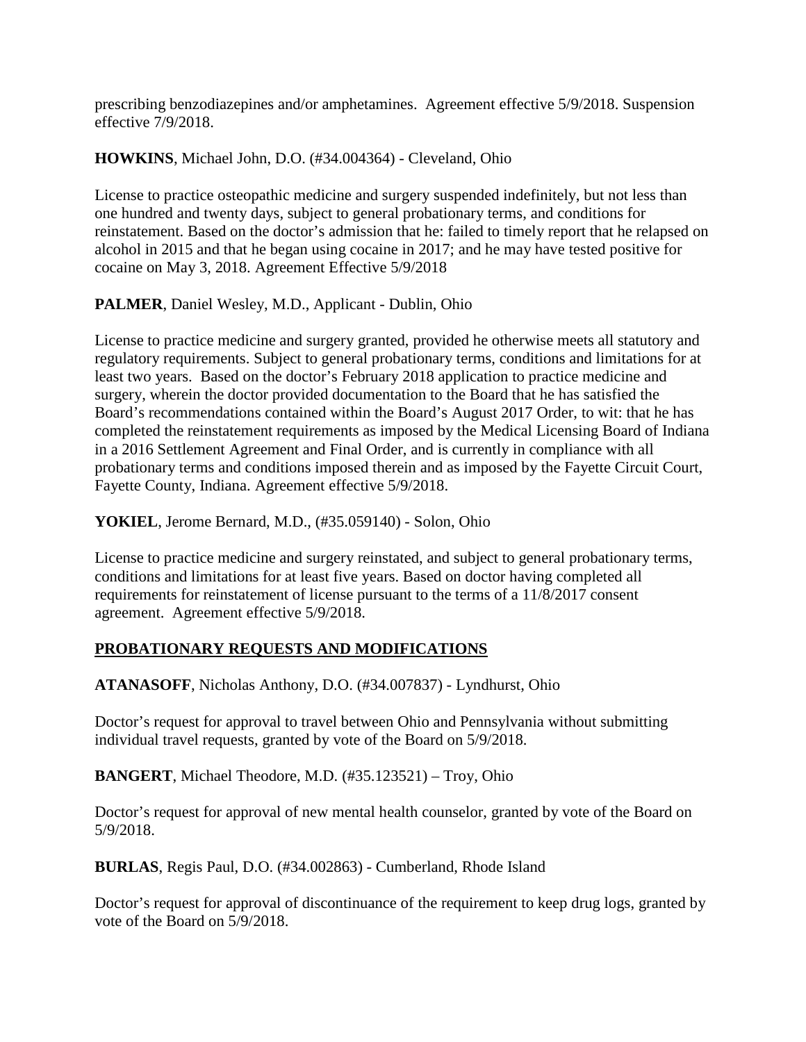prescribing benzodiazepines and/or amphetamines. Agreement effective 5/9/2018. Suspension effective 7/9/2018.

**HOWKINS**, Michael John, D.O. (#34.004364) - Cleveland, Ohio

License to practice osteopathic medicine and surgery suspended indefinitely, but not less than one hundred and twenty days, subject to general probationary terms, and conditions for reinstatement. Based on the doctor's admission that he: failed to timely report that he relapsed on alcohol in 2015 and that he began using cocaine in 2017; and he may have tested positive for cocaine on May 3, 2018. Agreement Effective 5/9/2018

**PALMER**, Daniel Wesley, M.D., Applicant - Dublin, Ohio

License to practice medicine and surgery granted, provided he otherwise meets all statutory and regulatory requirements. Subject to general probationary terms, conditions and limitations for at least two years. Based on the doctor's February 2018 application to practice medicine and surgery, wherein the doctor provided documentation to the Board that he has satisfied the Board's recommendations contained within the Board's August 2017 Order, to wit: that he has completed the reinstatement requirements as imposed by the Medical Licensing Board of Indiana in a 2016 Settlement Agreement and Final Order, and is currently in compliance with all probationary terms and conditions imposed therein and as imposed by the Fayette Circuit Court, Fayette County, Indiana. Agreement effective 5/9/2018.

**YOKIEL**, Jerome Bernard, M.D., (#35.059140) - Solon, Ohio

License to practice medicine and surgery reinstated, and subject to general probationary terms, conditions and limitations for at least five years. Based on doctor having completed all requirements for reinstatement of license pursuant to the terms of a 11/8/2017 consent agreement. Agreement effective 5/9/2018.

## PROBATIONARY REQUESTS AND MODIFICATIONS

**ATANASOFF**, Nicholas Anthony, D.O. (#34.007837) - Lyndhurst, Ohio

Doctor's request for approval to travel between Ohio and Pennsylvania without submitting individual travel requests, granted by vote of the Board on 5/9/2018.

**BANGERT**, Michael Theodore, M.D. (#35.123521) – Troy, Ohio

Doctor's request for approval of new mental health counselor, granted by vote of the Board on 5/9/2018.

**BURLAS**, Regis Paul, D.O. (#34.002863) - Cumberland, Rhode Island

Doctor's request for approval of discontinuance of the requirement to keep drug logs, granted by vote of the Board on 5/9/2018.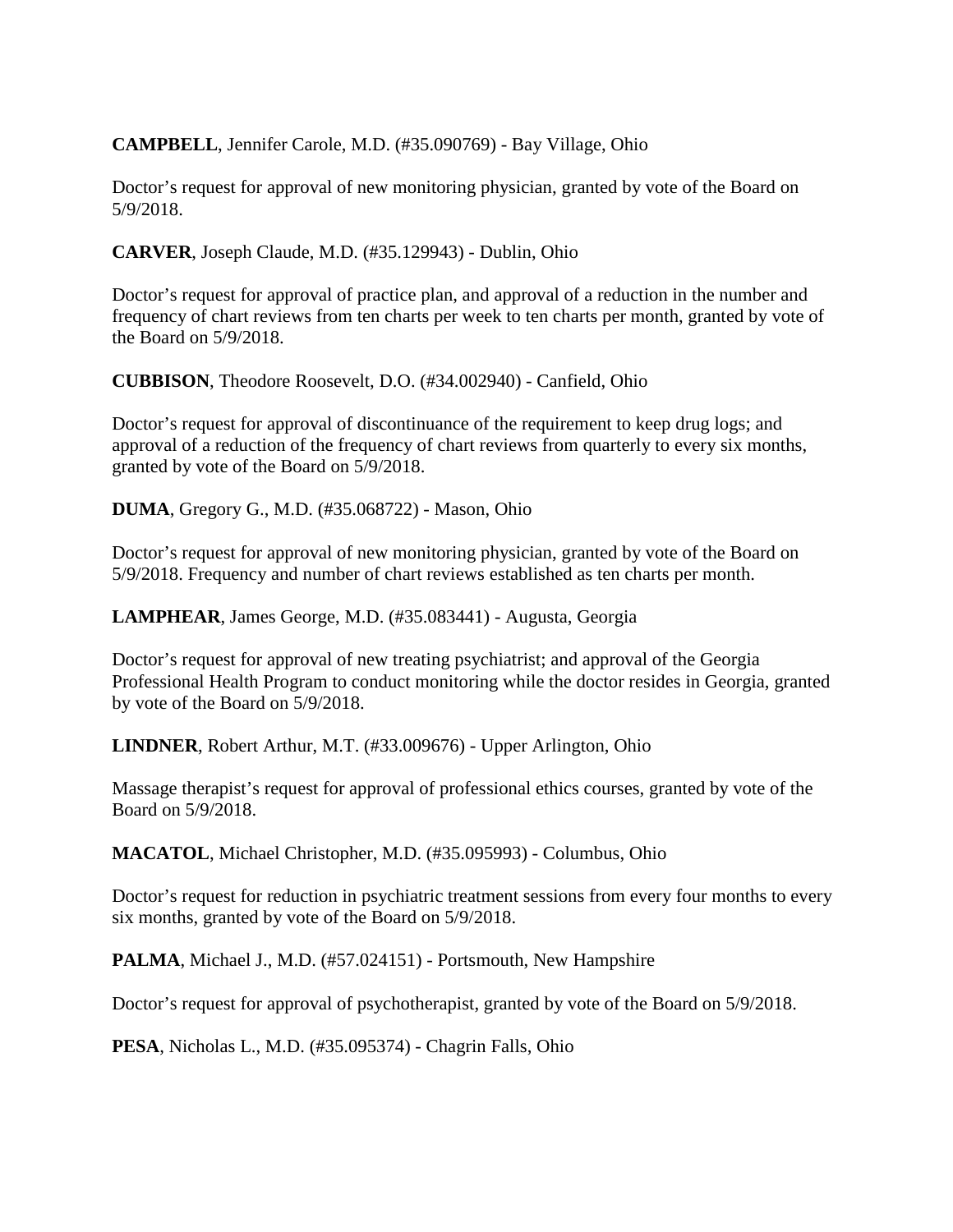**CAMPBELL**, Jennifer Carole, M.D. (#35.090769) - Bay Village, Ohio

Doctor's request for approval of new monitoring physician, granted by vote of the Board on 5/9/2018.

**CARVER**, Joseph Claude, M.D. (#35.129943) - Dublin, Ohio

Doctor's request for approval of practice plan, and approval of a reduction in the number and frequency of chart reviews from ten charts per week to ten charts per month, granted by vote of the Board on 5/9/2018.

**CUBBISON**, Theodore Roosevelt, D.O. (#34.002940) - Canfield, Ohio

Doctor's request for approval of discontinuance of the requirement to keep drug logs; and approval of a reduction of the frequency of chart reviews from quarterly to every six months, granted by vote of the Board on 5/9/2018.

**DUMA**, Gregory G., M.D. (#35.068722) - Mason, Ohio

Doctor's request for approval of new monitoring physician, granted by vote of the Board on 5/9/2018. Frequency and number of chart reviews established as ten charts per month.

**LAMPHEAR**, James George, M.D. (#35.083441) - Augusta, Georgia

Doctor's request for approval of new treating psychiatrist; and approval of the Georgia Professional Health Program to conduct monitoring while the doctor resides in Georgia, granted by vote of the Board on 5/9/2018.

**LINDNER**, Robert Arthur, M.T. (#33.009676) - Upper Arlington, Ohio

Massage therapist's request for approval of professional ethics courses, granted by vote of the Board on 5/9/2018.

**MACATOL**, Michael Christopher, M.D. (#35.095993) - Columbus, Ohio

Doctor's request for reduction in psychiatric treatment sessions from every four months to every six months, granted by vote of the Board on 5/9/2018.

**PALMA**, Michael J., M.D. (#57.024151) - Portsmouth, New Hampshire

Doctor's request for approval of psychotherapist, granted by vote of the Board on 5/9/2018.

**PESA**, Nicholas L., M.D. (#35.095374) - Chagrin Falls, Ohio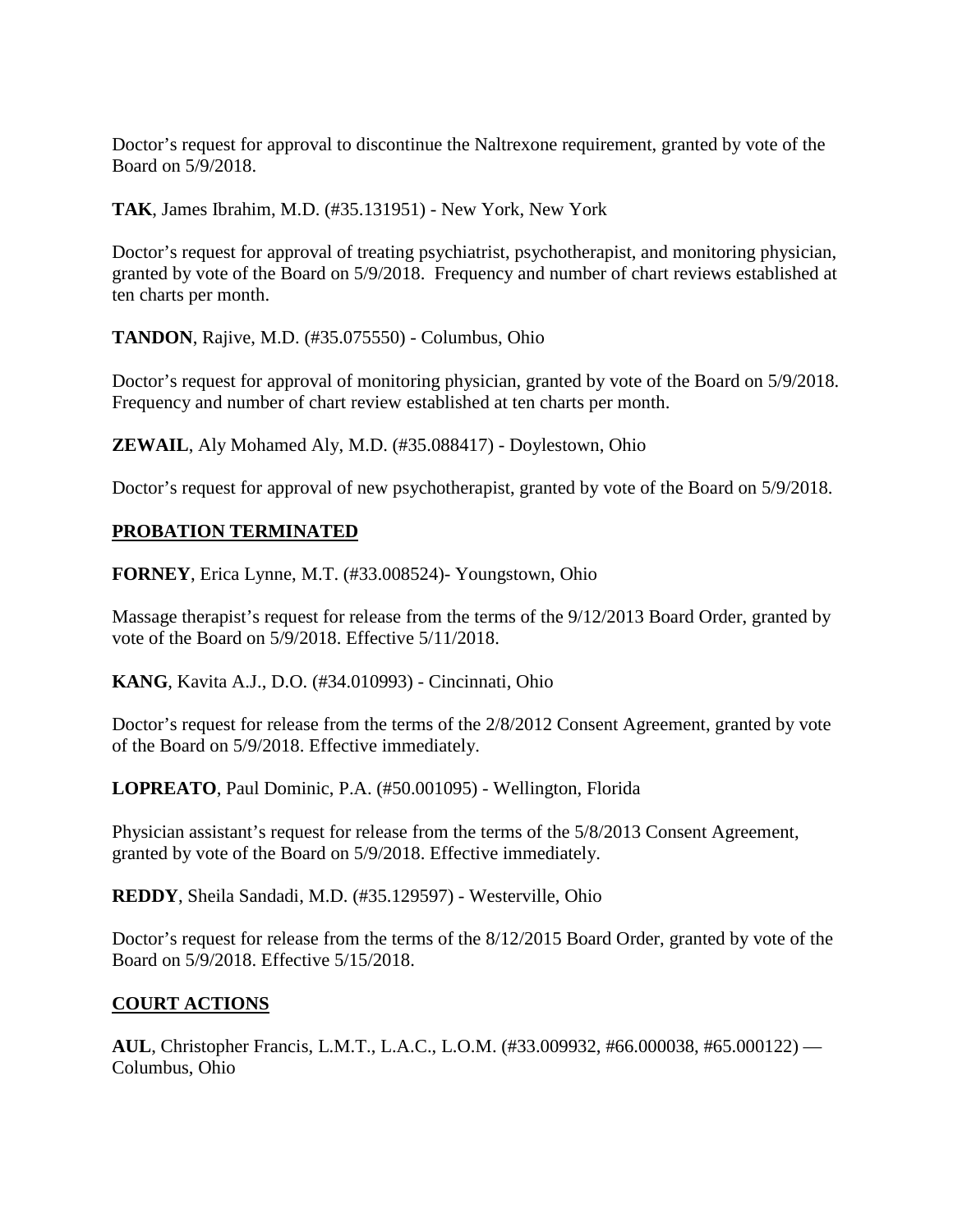Doctor's request for approval to discontinue the Naltrexone requirement, granted by vote of the Board on 5/9/2018.

**TAK**, James Ibrahim, M.D. (#35.131951) - New York, New York

Doctor's request for approval of treating psychiatrist, psychotherapist, and monitoring physician, granted by vote of the Board on 5/9/2018. Frequency and number of chart reviews established at ten charts per month.

**TANDON**, Rajive, M.D. (#35.075550) - Columbus, Ohio

Doctor's request for approval of monitoring physician, granted by vote of the Board on 5/9/2018. Frequency and number of chart review established at ten charts per month.

**ZEWAIL**, Aly Mohamed Aly, M.D. (#35.088417) - Doylestown, Ohio

Doctor's request for approval of new psychotherapist, granted by vote of the Board on 5/9/2018.

## PROBATION TERMINATED

**FORNEY**, Erica Lynne, M.T. (#33.008524)- Youngstown, Ohio

Massage therapist's request for release from the terms of the 9/12/2013 Board Order, granted by vote of the Board on 5/9/2018. Effective 5/11/2018.

**KANG**, Kavita A.J., D.O. (#34.010993) - Cincinnati, Ohio

Doctor's request for release from the terms of the 2/8/2012 Consent Agreement, granted by vote of the Board on 5/9/2018. Effective immediately.

**LOPREATO**, Paul Dominic, P.A. (#50.001095) - Wellington, Florida

Physician assistant's request for release from the terms of the 5/8/2013 Consent Agreement, granted by vote of the Board on 5/9/2018. Effective immediately.

**REDDY**, Sheila Sandadi, M.D. (#35.129597) - Westerville, Ohio

Doctor's request for release from the terms of the 8/12/2015 Board Order, granted by vote of the Board on 5/9/2018. Effective 5/15/2018.

## COURT ACTIONS

**AUL**, Christopher Francis, L.M.T., L.A.C., L.O.M. (#33.009932, #66.000038, #65.000122) — Columbus, Ohio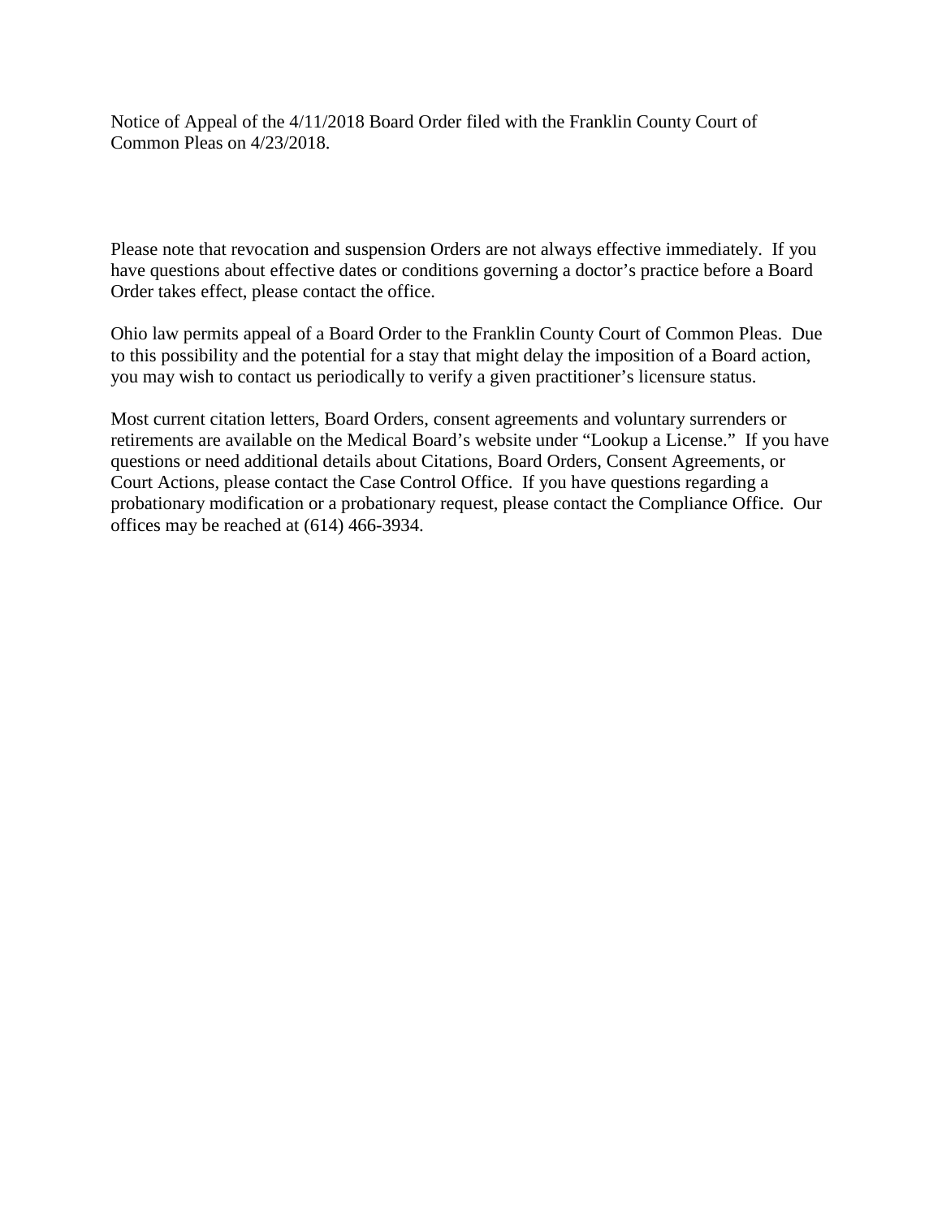Notice of Appeal of the 4/11/2018 Board Order filed with the Franklin County Court of Common Pleas on 4/23/2018.

Please note that revocation and suspension Orders are not always effective immediately. If you have questions about effective dates or conditions governing a doctor's practice before a Board Order takes effect, please contact the office.

Ohio law permits appeal of a Board Order to the Franklin County Court of Common Pleas. Due to this possibility and the potential for a stay that might delay the imposition of a Board action, you may wish to contact us periodically to verify a given practitioner's licensure status.

Most current citation letters, Board Orders, consent agreements and voluntary surrenders or retirements are available on the Medical Board's website under "Lookup a License." If you have questions or need additional details about Citations, Board Orders, Consent Agreements, or Court Actions, please contact the Case Control Office. If you have questions regarding a probationary modification or a probationary request, please contact the Compliance Office. Our offices may be reached at (614) 466-3934.